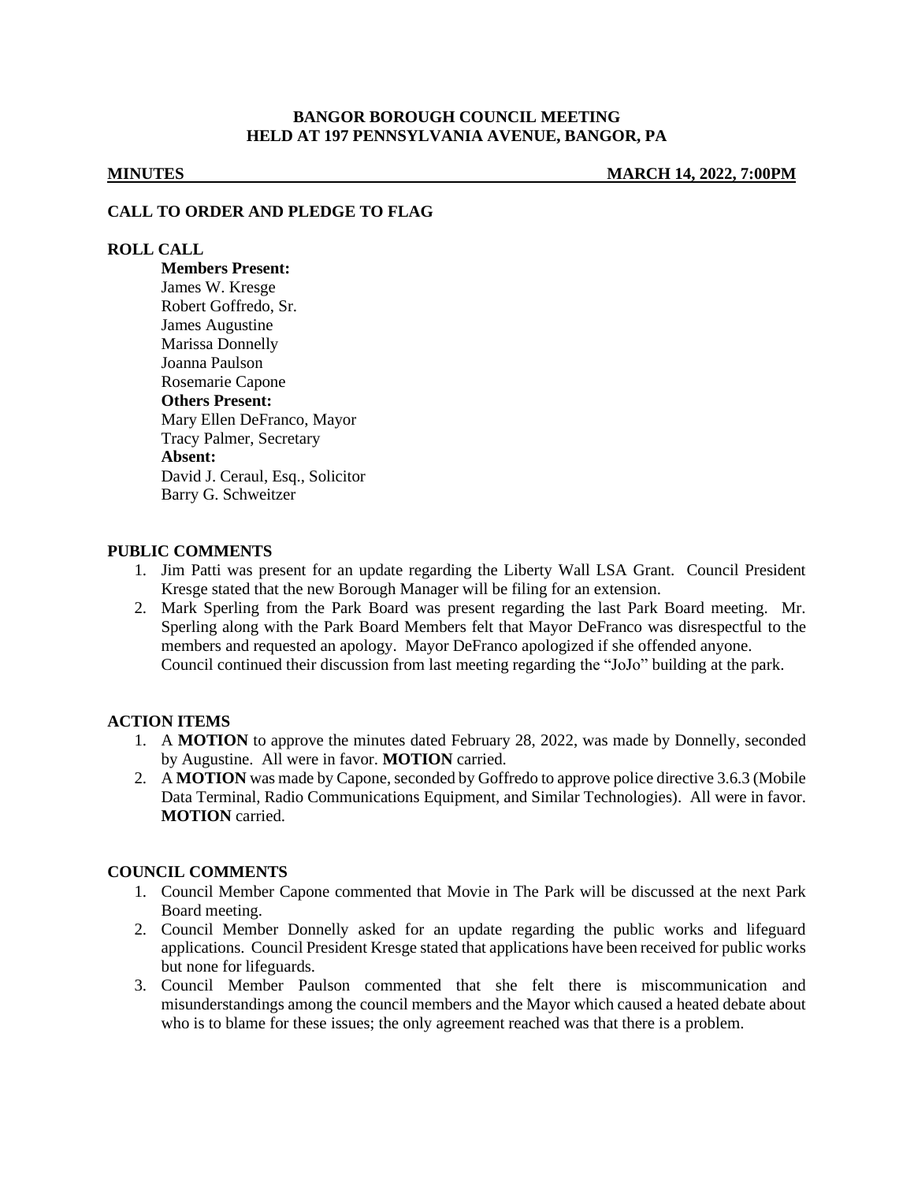# BANGOR BOROUGH COUNCIL MEETING
# HELD AT 197 PENNSYLVANIA AVENUE, BANGOR, PA

**MINUTES** **MARCH 14, 2022, 7:00PM**

## CALL TO ORDER AND PLEDGE TO FLAG

## ROLL CALL

**Members Present:**
James W. Kresge
Robert Goffredo, Sr.
James Augustine
Marissa Donnelly
Joanna Paulson
Rosemarie Capone
**Others Present:**
Mary Ellen DeFranco, Mayor
Tracy Palmer, Secretary
**Absent:**
David J. Ceraul, Esq., Solicitor
Barry G. Schweitzer

## PUBLIC COMMENTS

1. Jim Patti was present for an update regarding the Liberty Wall LSA Grant. Council President Kresge stated that the new Borough Manager will be filing for an extension.
2. Mark Sperling from the Park Board was present regarding the last Park Board meeting. Mr. Sperling along with the Park Board Members felt that Mayor DeFranco was disrespectful to the members and requested an apology. Mayor DeFranco apologized if she offended anyone.
   Council continued their discussion from last meeting regarding the "JoJo" building at the park.

## ACTION ITEMS

1. A **MOTION** to approve the minutes dated February 28, 2022, was made by Donnelly, seconded by Augustine. All were in favor. **MOTION** carried.
2. A **MOTION** was made by Capone, seconded by Goffredo to approve police directive 3.6.3 (Mobile Data Terminal, Radio Communications Equipment, and Similar Technologies). All were in favor. **MOTION** carried.

## COUNCIL COMMENTS

1. Council Member Capone commented that Movie in The Park will be discussed at the next Park Board meeting.
2. Council Member Donnelly asked for an update regarding the public works and lifeguard applications. Council President Kresge stated that applications have been received for public works but none for lifeguards.
3. Council Member Paulson commented that she felt there is miscommunication and misunderstandings among the council members and the Mayor which caused a heated debate about who is to blame for these issues; the only agreement reached was that there is a problem.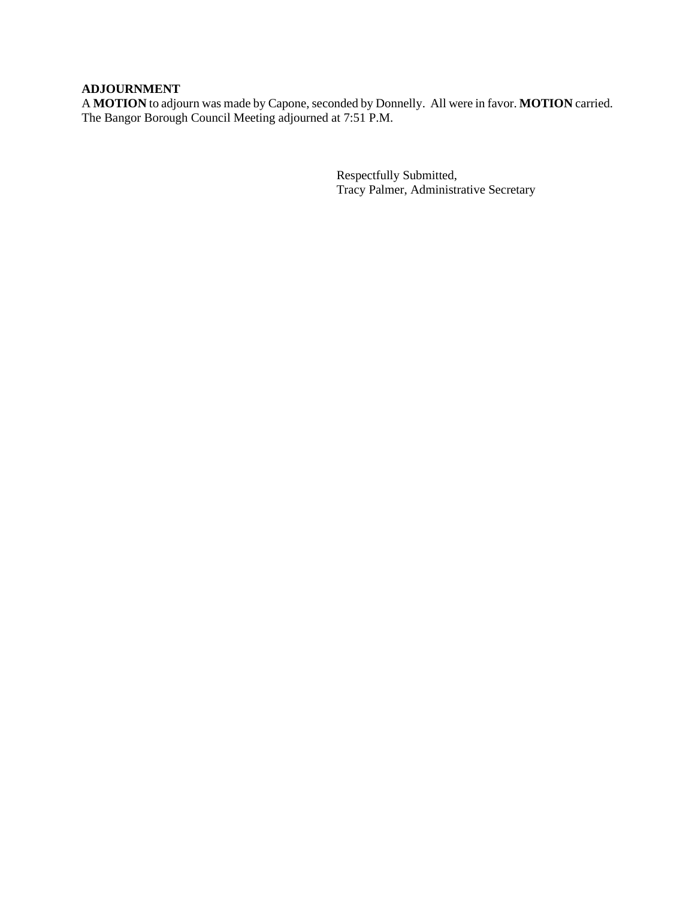**ADJOURNMENT**
A **MOTION** to adjourn was made by Capone, seconded by Donnelly. All were in favor. **MOTION** carried. The Bangor Borough Council Meeting adjourned at 7:51 P.M.

Respectfully Submitted,
Tracy Palmer, Administrative Secretary